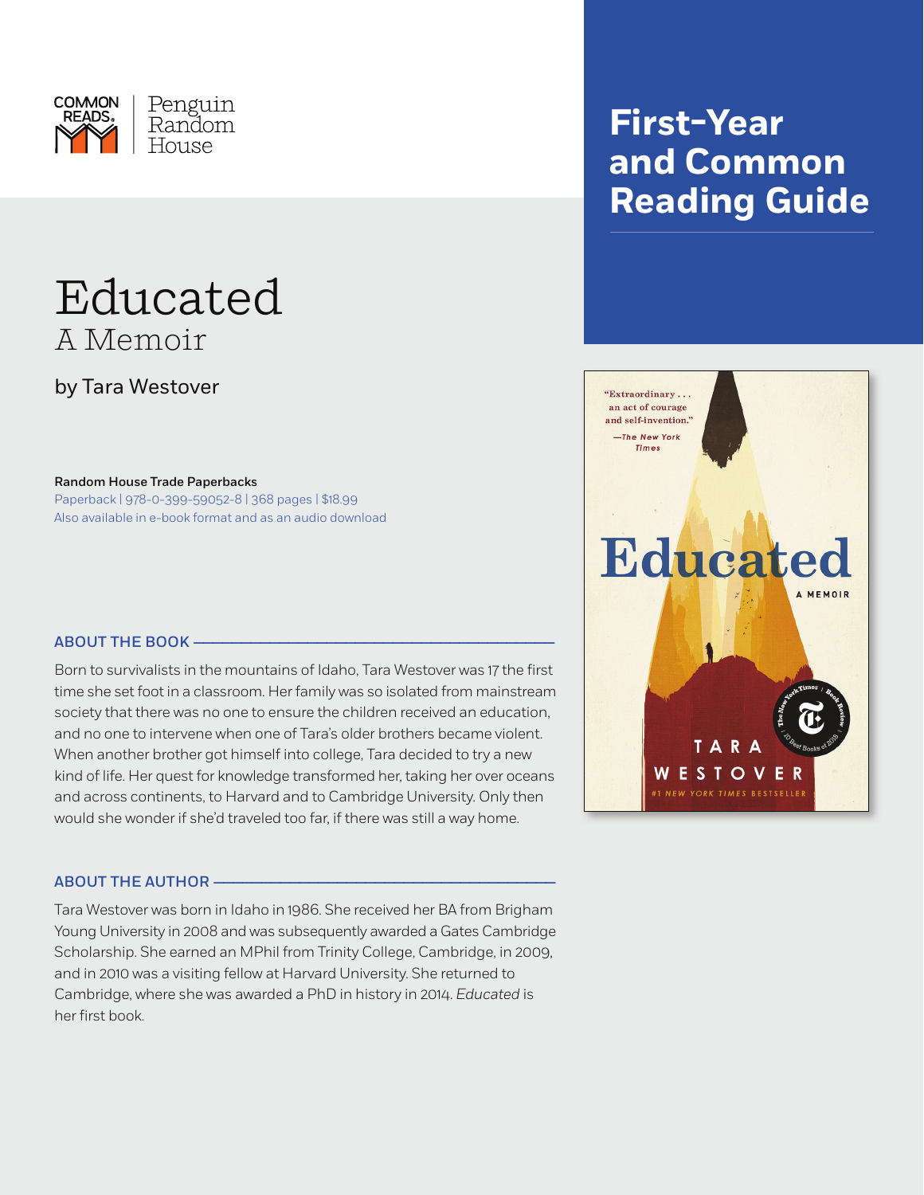COMMON READS | Penguin Random House

# First-Year and Common Reading Guide

# Educated
## A Memoir

by Tara Westover

**Random House Trade Paperbacks**
Paperback | 978-0-399-59052-8 | 368 pages | $18.99
Also available in e-book format and as an audio download

### ABOUT THE BOOK

Born to survivalists in the mountains of Idaho, Tara Westover was 17 the first time she set foot in a classroom. Her family was so isolated from mainstream society that there was no one to ensure the children received an education, and no one to intervene when one of Tara's older brothers became violent. When another brother got himself into college, Tara decided to try a new kind of life. Her quest for knowledge transformed her, taking her over oceans and across continents, to Harvard and to Cambridge University. Only then would she wonder if she'd traveled too far, if there was still a way home.

### ABOUT THE AUTHOR

Tara Westover was born in Idaho in 1986. She received her BA from Brigham Young University in 2008 and was subsequently awarded a Gates Cambridge Scholarship. She earned an MPhil from Trinity College, Cambridge, in 2009, and in 2010 was a visiting fellow at Harvard University. She returned to Cambridge, where she was awarded a PhD in history in 2014. *Educated* is her first book.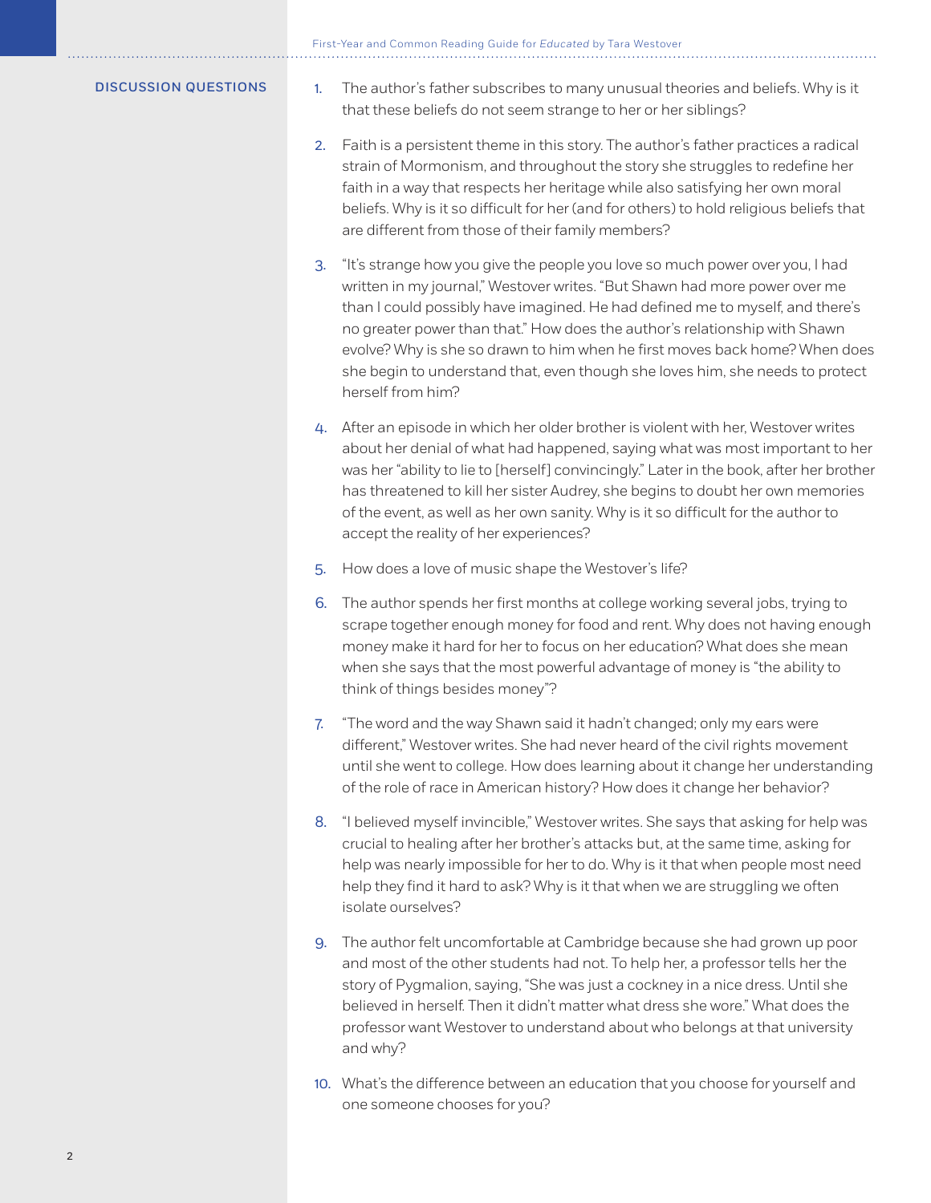## DISCUSSION QUESTIONS

1. The author's father subscribes to many unusual theories and beliefs. Why is it that these beliefs do not seem strange to her or her siblings?

2. Faith is a persistent theme in this story. The author's father practices a radical strain of Mormonism, and throughout the story she struggles to redefine her faith in a way that respects her heritage while also satisfying her own moral beliefs. Why is it so difficult for her (and for others) to hold religious beliefs that are different from those of their family members?

3. "It's strange how you give the people you love so much power over you, I had written in my journal," Westover writes. "But Shawn had more power over me than I could possibly have imagined. He had defined me to myself, and there's no greater power than that." How does the author's relationship with Shawn evolve? Why is she so drawn to him when he first moves back home? When does she begin to understand that, even though she loves him, she needs to protect herself from him?

4. After an episode in which her older brother is violent with her, Westover writes about her denial of what had happened, saying what was most important to her was her "ability to lie to [herself] convincingly." Later in the book, after her brother has threatened to kill her sister Audrey, she begins to doubt her own memories of the event, as well as her own sanity. Why is it so difficult for the author to accept the reality of her experiences?

5. How does a love of music shape the Westover's life?

6. The author spends her first months at college working several jobs, trying to scrape together enough money for food and rent. Why does not having enough money make it hard for her to focus on her education? What does she mean when she says that the most powerful advantage of money is "the ability to think of things besides money"?

7. "The word and the way Shawn said it hadn't changed; only my ears were different," Westover writes. She had never heard of the civil rights movement until she went to college. How does learning about it change her understanding of the role of race in American history? How does it change her behavior?

8. "I believed myself invincible," Westover writes. She says that asking for help was crucial to healing after her brother's attacks but, at the same time, asking for help was nearly impossible for her to do. Why is it that when people most need help they find it hard to ask? Why is it that when we are struggling we often isolate ourselves?

9. The author felt uncomfortable at Cambridge because she had grown up poor and most of the other students had not. To help her, a professor tells her the story of Pygmalion, saying, "She was just a cockney in a nice dress. Until she believed in herself. Then it didn't matter what dress she wore." What does the professor want Westover to understand about who belongs at that university and why?

10. What's the difference between an education that you choose for yourself and one someone chooses for you?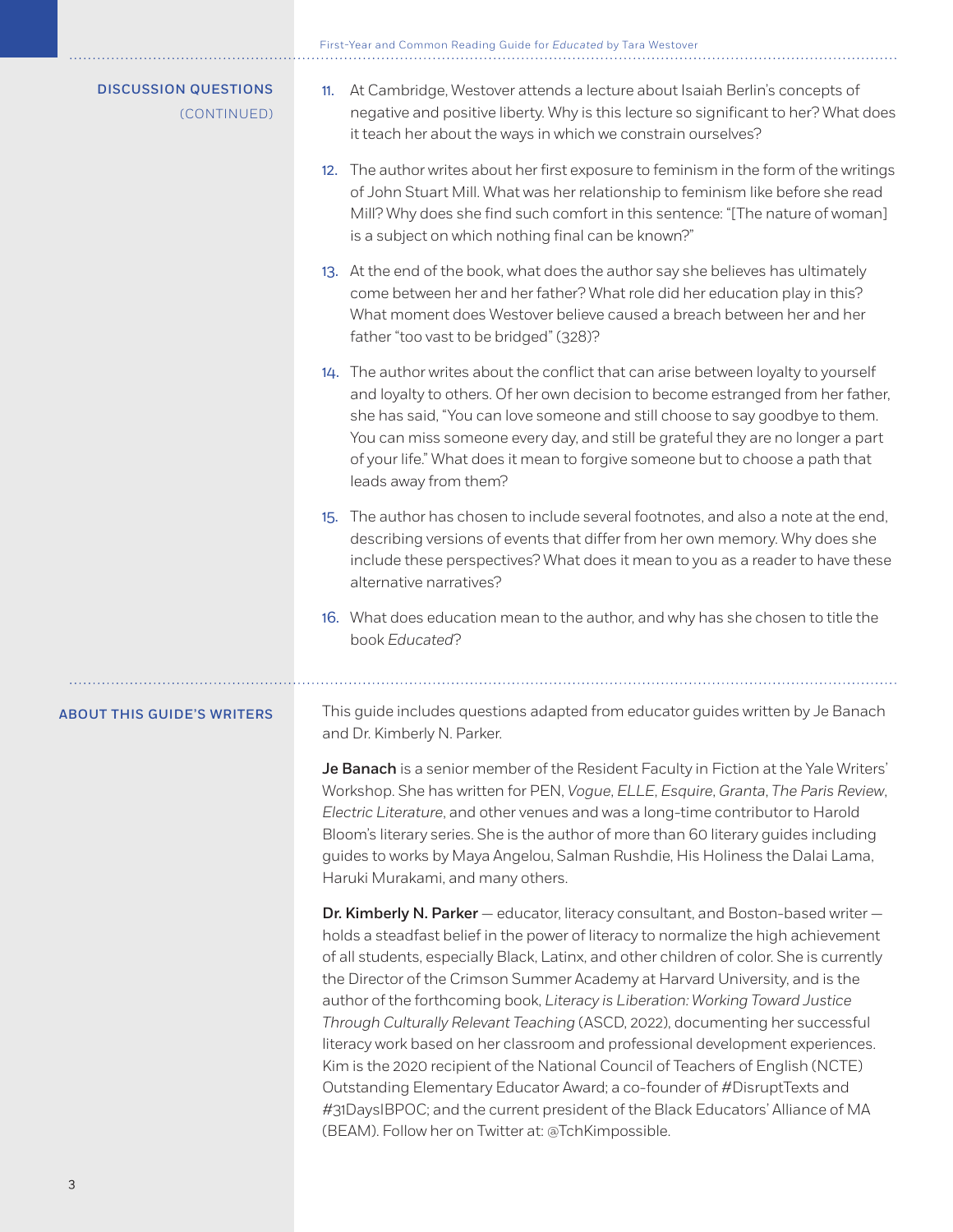## DISCUSSION QUESTIONS (CONTINUED)

11. At Cambridge, Westover attends a lecture about Isaiah Berlin's concepts of negative and positive liberty. Why is this lecture so significant to her? What does it teach her about the ways in which we constrain ourselves?
12. The author writes about her first exposure to feminism in the form of the writings of John Stuart Mill. What was her relationship to feminism like before she read Mill? Why does she find such comfort in this sentence: "[The nature of woman] is a subject on which nothing final can be known?"
13. At the end of the book, what does the author say she believes has ultimately come between her and her father? What role did her education play in this? What moment does Westover believe caused a breach between her and her father "too vast to be bridged" (328)?
14. The author writes about the conflict that can arise between loyalty to yourself and loyalty to others. Of her own decision to become estranged from her father, she has said, "You can love someone and still choose to say goodbye to them. You can miss someone every day, and still be grateful they are no longer a part of your life." What does it mean to forgive someone but to choose a path that leads away from them?
15. The author has chosen to include several footnotes, and also a note at the end, describing versions of events that differ from her own memory. Why does she include these perspectives? What does it mean to you as a reader to have these alternative narratives?
16. What does education mean to the author, and why has she chosen to title the book *Educated*?

## ABOUT THIS GUIDE'S WRITERS

This guide includes questions adapted from educator guides written by Je Banach and Dr. Kimberly N. Parker.

**Je Banach** is a senior member of the Resident Faculty in Fiction at the Yale Writers' Workshop. She has written for PEN, *Vogue*, *ELLE*, *Esquire*, *Granta*, *The Paris Review*, *Electric Literature*, and other venues and was a long-time contributor to Harold Bloom's literary series. She is the author of more than 60 literary guides including guides to works by Maya Angelou, Salman Rushdie, His Holiness the Dalai Lama, Haruki Murakami, and many others.

**Dr. Kimberly N. Parker** — educator, literacy consultant, and Boston-based writer — holds a steadfast belief in the power of literacy to normalize the high achievement of all students, especially Black, Latinx, and other children of color. She is currently the Director of the Crimson Summer Academy at Harvard University, and is the author of the forthcoming book, *Literacy is Liberation: Working Toward Justice Through Culturally Relevant Teaching* (ASCD, 2022), documenting her successful literacy work based on her classroom and professional development experiences. Kim is the 2020 recipient of the National Council of Teachers of English (NCTE) Outstanding Elementary Educator Award; a co-founder of #DisruptTexts and #31DaysIBPOC; and the current president of the Black Educators' Alliance of MA (BEAM). Follow her on Twitter at: @TchKimpossible.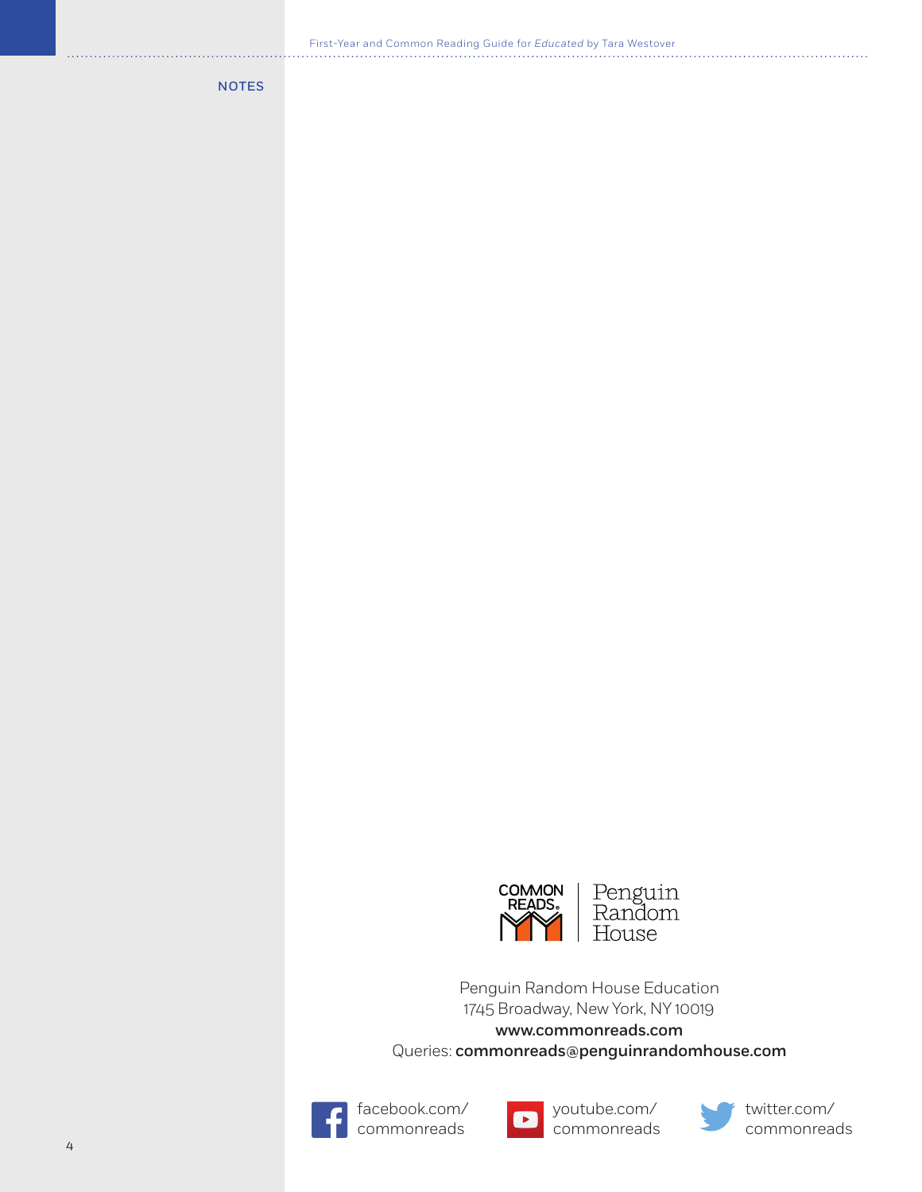NOTES

Penguin Random House Education
1745 Broadway, New York, NY 10019
**www.commonreads.com**
Queries: **commonreads@penguinrandomhouse.com**

facebook.com/commonreads

youtube.com/commonreads

twitter.com/commonreads